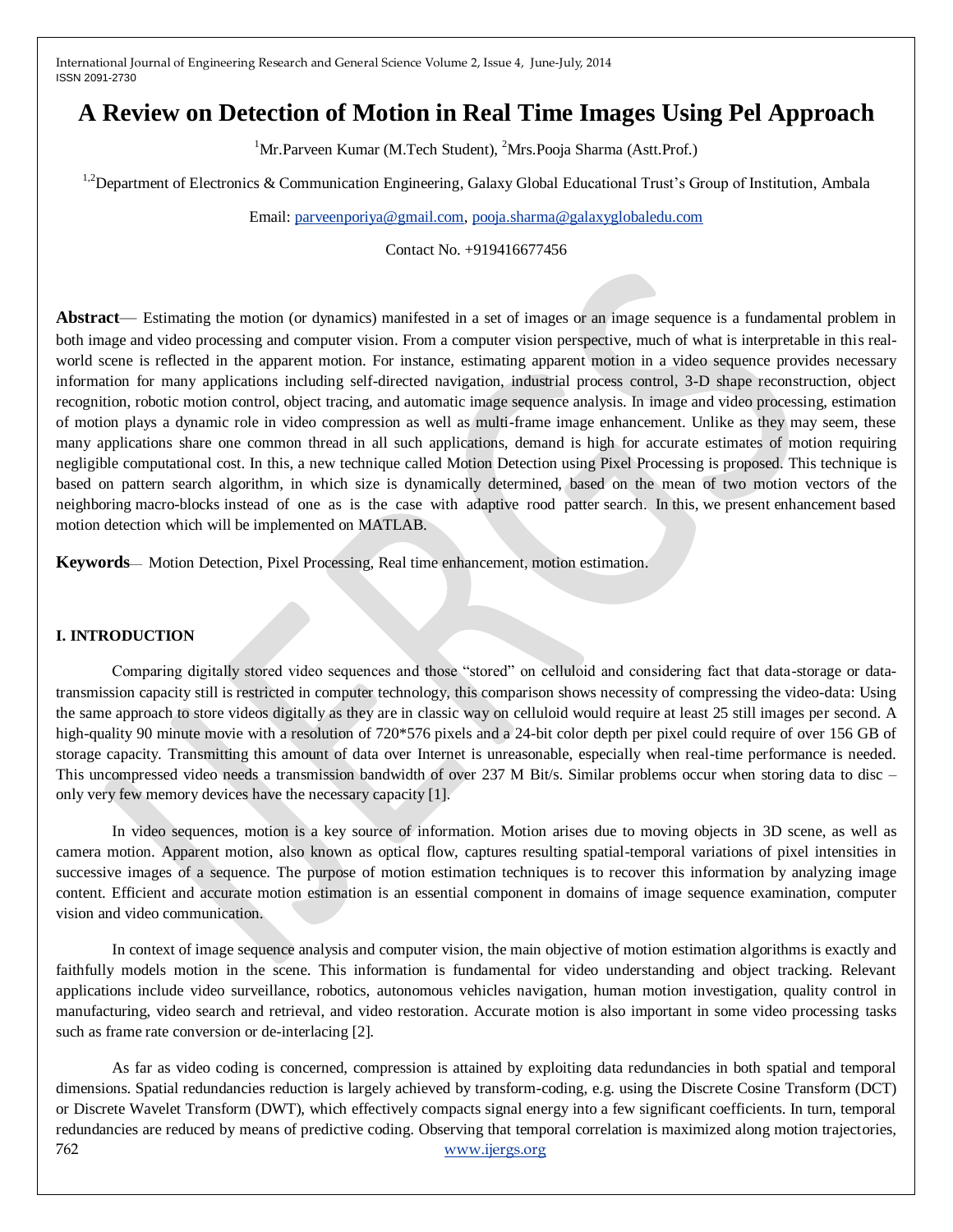# A Review on Detection of Motion in Real Time Images Using Pel Approach

[1]Mr.Parveen Kumar (M.Tech Student), [2]Mrs.Pooja Sharma (Astt.Prof.)

[1,2]Department of Electronics & Communication Engineering, Galaxy Global Educational Trust's Group of Institution, Ambala

Email: parveenporiya@gmail.com, pooja.sharma@galaxyglobaledu.com

Contact No. +919416677456

**Abstract**— Estimating the motion (or dynamics) manifested in a set of images or an image sequence is a fundamental problem in both image and video processing and computer vision. From a computer vision perspective, much of what is interpretable in this real-world scene is reflected in the apparent motion. For instance, estimating apparent motion in a video sequence provides necessary information for many applications including self-directed navigation, industrial process control, 3-D shape reconstruction, object recognition, robotic motion control, object tracing, and automatic image sequence analysis. In image and video processing, estimation of motion plays a dynamic role in video compression as well as multi-frame image enhancement. Unlike as they may seem, these many applications share one common thread in all such applications, demand is high for accurate estimates of motion requiring negligible computational cost. In this, a new technique called Motion Detection using Pixel Processing is proposed. This technique is based on pattern search algorithm, in which size is dynamically determined, based on the mean of two motion vectors of the neighboring macro-blocks instead of one as is the case with adaptive rood patter search. In this, we present enhancement based motion detection which will be implemented on MATLAB.

**Keywords**— Motion Detection, Pixel Processing, Real time enhancement, motion estimation.

## I. INTRODUCTION

Comparing digitally stored video sequences and those "stored" on celluloid and considering fact that data-storage or data-transmission capacity still is restricted in computer technology, this comparison shows necessity of compressing the video-data: Using the same approach to store videos digitally as they are in classic way on celluloid would require at least 25 still images per second. A high-quality 90 minute movie with a resolution of 720*576 pixels and a 24-bit color depth per pixel could require of over 156 GB of storage capacity. Transmitting this amount of data over Internet is unreasonable, especially when real-time performance is needed. This uncompressed video needs a transmission bandwidth of over 237 M Bit/s. Similar problems occur when storing data to disc – only very few memory devices have the necessary capacity [1].

In video sequences, motion is a key source of information. Motion arises due to moving objects in 3D scene, as well as camera motion. Apparent motion, also known as optical flow, captures resulting spatial-temporal variations of pixel intensities in successive images of a sequence. The purpose of motion estimation techniques is to recover this information by analyzing image content. Efficient and accurate motion estimation is an essential component in domains of image sequence examination, computer vision and video communication.

In context of image sequence analysis and computer vision, the main objective of motion estimation algorithms is exactly and faithfully models motion in the scene. This information is fundamental for video understanding and object tracking. Relevant applications include video surveillance, robotics, autonomous vehicles navigation, human motion investigation, quality control in manufacturing, video search and retrieval, and video restoration. Accurate motion is also important in some video processing tasks such as frame rate conversion or de-interlacing [2].

As far as video coding is concerned, compression is attained by exploiting data redundancies in both spatial and temporal dimensions. Spatial redundancies reduction is largely achieved by transform-coding, e.g. using the Discrete Cosine Transform (DCT) or Discrete Wavelet Transform (DWT), which effectively compacts signal energy into a few significant coefficients. In turn, temporal redundancies are reduced by means of predictive coding. Observing that temporal correlation is maximized along motion trajectories,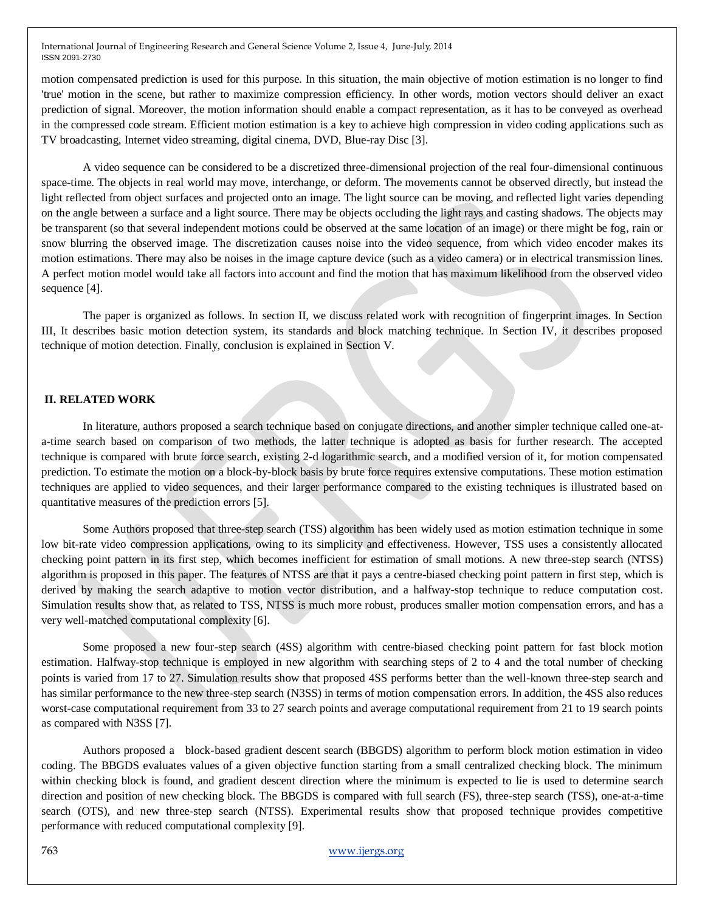motion compensated prediction is used for this purpose. In this situation, the main objective of motion estimation is no longer to find 'true' motion in the scene, but rather to maximize compression efficiency. In other words, motion vectors should deliver an exact prediction of signal. Moreover, the motion information should enable a compact representation, as it has to be conveyed as overhead in the compressed code stream. Efficient motion estimation is a key to achieve high compression in video coding applications such as TV broadcasting, Internet video streaming, digital cinema, DVD, Blue-ray Disc [3].

A video sequence can be considered to be a discretized three-dimensional projection of the real four-dimensional continuous space-time. The objects in real world may move, interchange, or deform. The movements cannot be observed directly, but instead the light reflected from object surfaces and projected onto an image. The light source can be moving, and reflected light varies depending on the angle between a surface and a light source. There may be objects occluding the light rays and casting shadows. The objects may be transparent (so that several independent motions could be observed at the same location of an image) or there might be fog, rain or snow blurring the observed image. The discretization causes noise into the video sequence, from which video encoder makes its motion estimations. There may also be noises in the image capture device (such as a video camera) or in electrical transmission lines. A perfect motion model would take all factors into account and find the motion that has maximum likelihood from the observed video sequence [4].

The paper is organized as follows. In section II, we discuss related work with recognition of fingerprint images. In Section III, It describes basic motion detection system, its standards and block matching technique. In Section IV, it describes proposed technique of motion detection. Finally, conclusion is explained in Section V.

## II. RELATED WORK

In literature, authors proposed a search technique based on conjugate directions, and another simpler technique called one-at-a-time search based on comparison of two methods, the latter technique is adopted as basis for further research. The accepted technique is compared with brute force search, existing 2-d logarithmic search, and a modified version of it, for motion compensated prediction. To estimate the motion on a block-by-block basis by brute force requires extensive computations. These motion estimation techniques are applied to video sequences, and their larger performance compared to the existing techniques is illustrated based on quantitative measures of the prediction errors [5].

Some Authors proposed that three-step search (TSS) algorithm has been widely used as motion estimation technique in some low bit-rate video compression applications, owing to its simplicity and effectiveness. However, TSS uses a consistently allocated checking point pattern in its first step, which becomes inefficient for estimation of small motions. A new three-step search (NTSS) algorithm is proposed in this paper. The features of NTSS are that it pays a centre-biased checking point pattern in first step, which is derived by making the search adaptive to motion vector distribution, and a halfway-stop technique to reduce computation cost. Simulation results show that, as related to TSS, NTSS is much more robust, produces smaller motion compensation errors, and has a very well-matched computational complexity [6].

Some proposed a new four-step search (4SS) algorithm with centre-biased checking point pattern for fast block motion estimation. Halfway-stop technique is employed in new algorithm with searching steps of 2 to 4 and the total number of checking points is varied from 17 to 27. Simulation results show that proposed 4SS performs better than the well-known three-step search and has similar performance to the new three-step search (N3SS) in terms of motion compensation errors. In addition, the 4SS also reduces worst-case computational requirement from 33 to 27 search points and average computational requirement from 21 to 19 search points as compared with N3SS [7].

Authors proposed a block-based gradient descent search (BBGDS) algorithm to perform block motion estimation in video coding. The BBGDS evaluates values of a given objective function starting from a small centralized checking block. The minimum within checking block is found, and gradient descent direction where the minimum is expected to lie is used to determine search direction and position of new checking block. The BBGDS is compared with full search (FS), three-step search (TSS), one-at-a-time search (OTS), and new three-step search (NTSS). Experimental results show that proposed technique provides competitive performance with reduced computational complexity [9].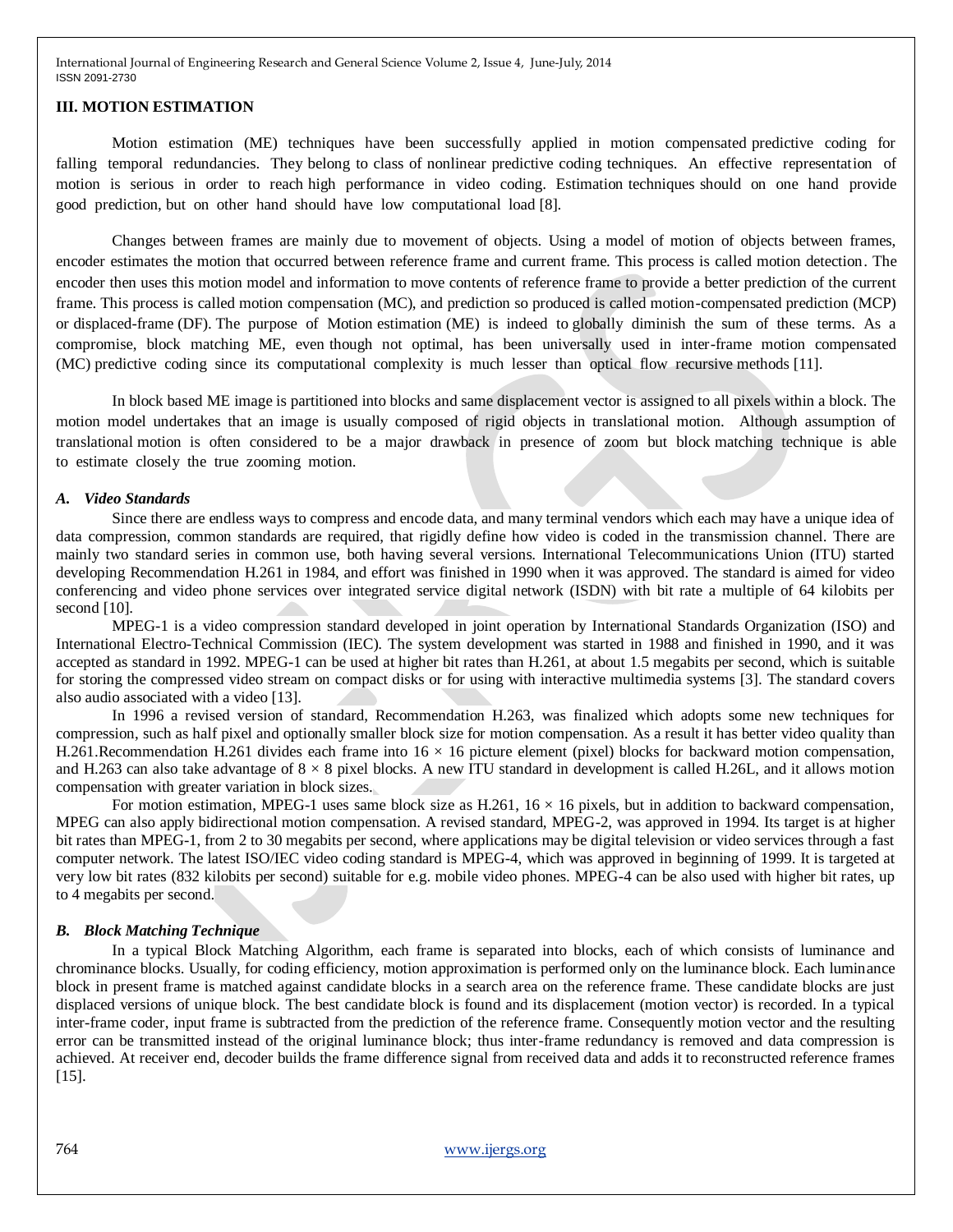### III. MOTION ESTIMATION

Motion estimation (ME) techniques have been successfully applied in motion compensated predictive coding for falling temporal redundancies. They belong to class of nonlinear predictive coding techniques. An effective representation of motion is serious in order to reach high performance in video coding. Estimation techniques should on one hand provide good prediction, but on other hand should have low computational load [8].

Changes between frames are mainly due to movement of objects. Using a model of motion of objects between frames, encoder estimates the motion that occurred between reference frame and current frame. This process is called motion detection. The encoder then uses this motion model and information to move contents of reference frame to provide a better prediction of the current frame. This process is called motion compensation (MC), and prediction so produced is called motion-compensated prediction (MCP) or displaced-frame (DF). The purpose of Motion estimation (ME) is indeed to globally diminish the sum of these terms. As a compromise, block matching ME, even though not optimal, has been universally used in inter-frame motion compensated (MC) predictive coding since its computational complexity is much lesser than optical flow recursive methods [11].

In block based ME image is partitioned into blocks and same displacement vector is assigned to all pixels within a block. The motion model undertakes that an image is usually composed of rigid objects in translational motion. Although assumption of translational motion is often considered to be a major drawback in presence of zoom but block matching technique is able to estimate closely the true zooming motion.

#### *A. Video Standards*

Since there are endless ways to compress and encode data, and many terminal vendors which each may have a unique idea of data compression, common standards are required, that rigidly define how video is coded in the transmission channel. There are mainly two standard series in common use, both having several versions. International Telecommunications Union (ITU) started developing Recommendation H.261 in 1984, and effort was finished in 1990 when it was approved. The standard is aimed for video conferencing and video phone services over integrated service digital network (ISDN) with bit rate a multiple of 64 kilobits per second [10].

MPEG-1 is a video compression standard developed in joint operation by International Standards Organization (ISO) and International Electro-Technical Commission (IEC). The system development was started in 1988 and finished in 1990, and it was accepted as standard in 1992. MPEG-1 can be used at higher bit rates than H.261, at about 1.5 megabits per second, which is suitable for storing the compressed video stream on compact disks or for using with interactive multimedia systems [3]. The standard covers also audio associated with a video [13].

In 1996 a revised version of standard, Recommendation H.263, was finalized which adopts some new techniques for compression, such as half pixel and optionally smaller block size for motion compensation. As a result it has better video quality than H.261.Recommendation H.261 divides each frame into $16 \times 16$ picture element (pixel) blocks for backward motion compensation, and H.263 can also take advantage of $8 \times 8$ pixel blocks. A new ITU standard in development is called H.26L, and it allows motion compensation with greater variation in block sizes.

For motion estimation, MPEG-1 uses same block size as H.261, $16 \times 16$ pixels, but in addition to backward compensation, MPEG can also apply bidirectional motion compensation. A revised standard, MPEG-2, was approved in 1994. Its target is at higher bit rates than MPEG-1, from 2 to 30 megabits per second, where applications may be digital television or video services through a fast computer network. The latest ISO/IEC video coding standard is MPEG-4, which was approved in beginning of 1999. It is targeted at very low bit rates (832 kilobits per second) suitable for e.g. mobile video phones. MPEG-4 can be also used with higher bit rates, up to 4 megabits per second.

#### *B. Block Matching Technique*

In a typical Block Matching Algorithm, each frame is separated into blocks, each of which consists of luminance and chrominance blocks. Usually, for coding efficiency, motion approximation is performed only on the luminance block. Each luminance block in present frame is matched against candidate blocks in a search area on the reference frame. These candidate blocks are just displaced versions of unique block. The best candidate block is found and its displacement (motion vector) is recorded. In a typical inter-frame coder, input frame is subtracted from the prediction of the reference frame. Consequently motion vector and the resulting error can be transmitted instead of the original luminance block; thus inter-frame redundancy is removed and data compression is achieved. At receiver end, decoder builds the frame difference signal from received data and adds it to reconstructed reference frames [15].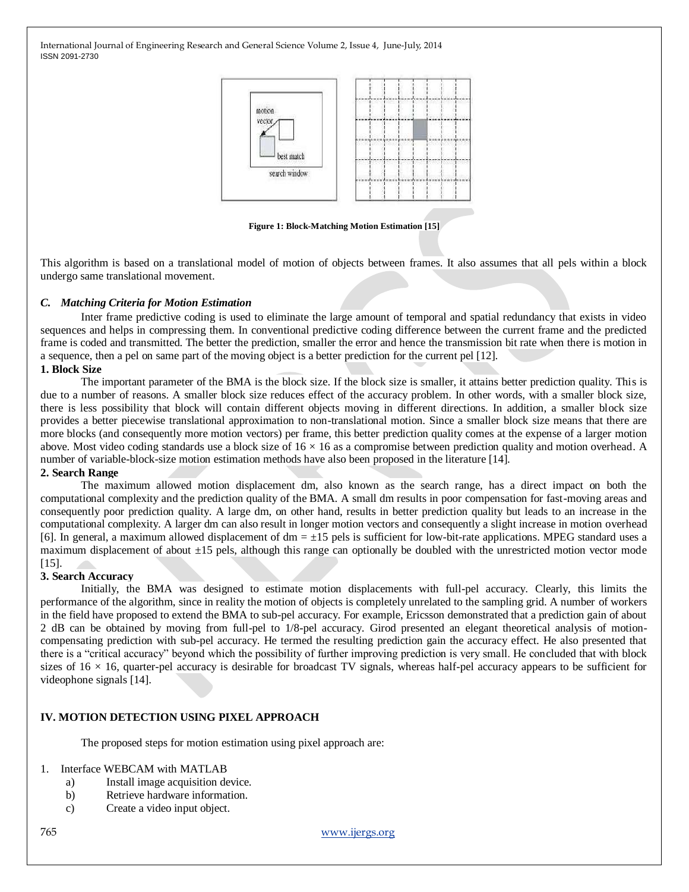Figure 1: Block-Matching Motion Estimation [15]

This algorithm is based on a translational model of motion of objects between frames. It also assumes that all pels within a block undergo same translational movement.

### *C. Matching Criteria for Motion Estimation*

Inter frame predictive coding is used to eliminate the large amount of temporal and spatial redundancy that exists in video sequences and helps in compressing them. In conventional predictive coding difference between the current frame and the predicted frame is coded and transmitted. The better the prediction, smaller the error and hence the transmission bit rate when there is motion in a sequence, then a pel on same part of the moving object is a better prediction for the current pel [12].

**1. Block Size**

The important parameter of the BMA is the block size. If the block size is smaller, it attains better prediction quality. This is due to a number of reasons. A smaller block size reduces effect of the accuracy problem. In other words, with a smaller block size, there is less possibility that block will contain different objects moving in different directions. In addition, a smaller block size provides a better piecewise translational approximation to non-translational motion. Since a smaller block size means that there are more blocks (and consequently more motion vectors) per frame, this better prediction quality comes at the expense of a larger motion above. Most video coding standards use a block size of $16 \times 16$ as a compromise between prediction quality and motion overhead. A number of variable-block-size motion estimation methods have also been proposed in the literature [14].

**2. Search Range**

The maximum allowed motion displacement dm, also known as the search range, has a direct impact on both the computational complexity and the prediction quality of the BMA. A small dm results in poor compensation for fast-moving areas and consequently poor prediction quality. A large dm, on other hand, results in better prediction quality but leads to an increase in the computational complexity. A larger dm can also result in longer motion vectors and consequently a slight increase in motion overhead [6]. In general, a maximum allowed displacement of dm = $\pm 15$ pels is sufficient for low-bit-rate applications. MPEG standard uses a maximum displacement of about $\pm 15$ pels, although this range can optionally be doubled with the unrestricted motion vector mode [15].

**3. Search Accuracy**

Initially, the BMA was designed to estimate motion displacements with full-pel accuracy. Clearly, this limits the performance of the algorithm, since in reality the motion of objects is completely unrelated to the sampling grid. A number of workers in the field have proposed to extend the BMA to sub-pel accuracy. For example, Ericsson demonstrated that a prediction gain of about 2 dB can be obtained by moving from full-pel to 1/8-pel accuracy. Girod presented an elegant theoretical analysis of motion-compensating prediction with sub-pel accuracy. He termed the resulting prediction gain the accuracy effect. He also presented that there is a "critical accuracy" beyond which the possibility of further improving prediction is very small. He concluded that with block sizes of $16 \times 16$, quarter-pel accuracy is desirable for broadcast TV signals, whereas half-pel accuracy appears to be sufficient for videophone signals [14].

## IV. MOTION DETECTION USING PIXEL APPROACH

The proposed steps for motion estimation using pixel approach are:

1. Interface WEBCAM with MATLAB
   a) Install image acquisition device.
   b) Retrieve hardware information.
   c) Create a video input object.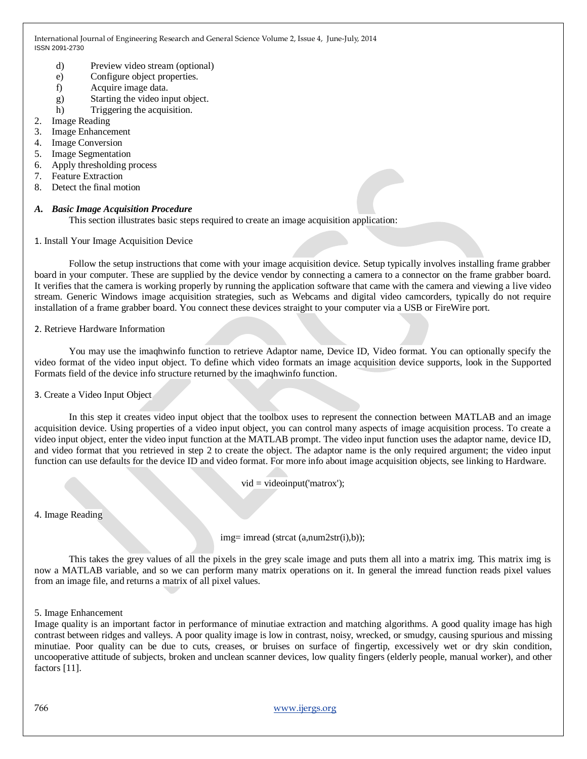d) Preview video stream (optional)
e) Configure object properties.
f) Acquire image data.
g) Starting the video input object.
h) Triggering the acquisition.

2. Image Reading
3. Image Enhancement
4. Image Conversion
5. Image Segmentation
6. Apply thresholding process
7. Feature Extraction
8. Detect the final motion

### *A. Basic Image Acquisition Procedure*

This section illustrates basic steps required to create an image acquisition application:

1. Install Your Image Acquisition Device

Follow the setup instructions that come with your image acquisition device. Setup typically involves installing frame grabber board in your computer. These are supplied by the device vendor by connecting a camera to a connector on the frame grabber board. It verifies that the camera is working properly by running the application software that came with the camera and viewing a live video stream. Generic Windows image acquisition strategies, such as Webcams and digital video camcorders, typically do not require installation of a frame grabber board. You connect these devices straight to your computer via a USB or FireWire port.

2. Retrieve Hardware Information

You may use the imaqhwinfo function to retrieve Adaptor name, Device ID, Video format. You can optionally specify the video format of the video input object. To define which video formats an image acquisition device supports, look in the Supported Formats field of the device info structure returned by the imaqhwinfo function.

3. Create a Video Input Object

In this step it creates video input object that the toolbox uses to represent the connection between MATLAB and an image acquisition device. Using properties of a video input object, you can control many aspects of image acquisition process. To create a video input object, enter the video input function at the MATLAB prompt. The video input function uses the adaptor name, device ID, and video format that you retrieved in step 2 to create the object. The adaptor name is the only required argument; the video input function can use defaults for the device ID and video format. For more info about image acquisition objects, see linking to Hardware.

```
vid = videoinput('matrox');
```

4. Image Reading

```
img= imread (strcat (a,num2str(i),b));
```

This takes the grey values of all the pixels in the grey scale image and puts them all into a matrix img. This matrix img is now a MATLAB variable, and so we can perform many matrix operations on it. In general the imread function reads pixel values from an image file, and returns a matrix of all pixel values.

5. Image Enhancement

Image quality is an important factor in performance of minutiae extraction and matching algorithms. A good quality image has high contrast between ridges and valleys. A poor quality image is low in contrast, noisy, wrecked, or smudgy, causing spurious and missing minutiae. Poor quality can be due to cuts, creases, or bruises on surface of fingertip, excessively wet or dry skin condition, uncooperative attitude of subjects, broken and unclean scanner devices, low quality fingers (elderly people, manual worker), and other factors [11].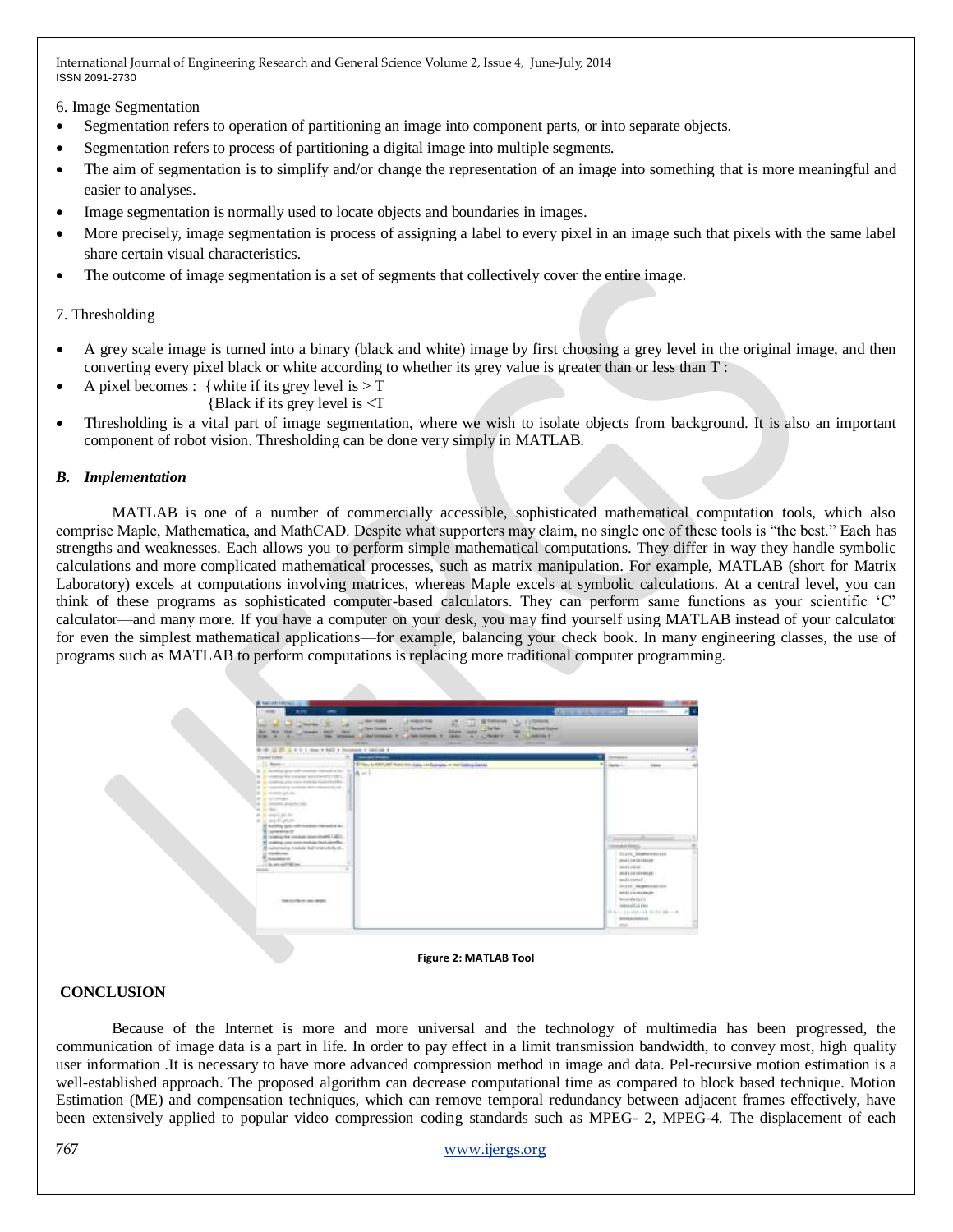6. Image Segmentation

- Segmentation refers to operation of partitioning an image into component parts, or into separate objects.
- Segmentation refers to process of partitioning a digital image into multiple segments.
- The aim of segmentation is to simplify and/or change the representation of an image into something that is more meaningful and easier to analyses.
- Image segmentation is normally used to locate objects and boundaries in images.
- More precisely, image segmentation is process of assigning a label to every pixel in an image such that pixels with the same label share certain visual characteristics.
- The outcome of image segmentation is a set of segments that collectively cover the entire image.

7. Thresholding

- A grey scale image is turned into a binary (black and white) image by first choosing a grey level in the original image, and then converting every pixel black or white according to whether its grey value is greater than or less than T :
- A pixel becomes : {white if its grey level is > T
  {Black if its grey level is <T
- Thresholding is a vital part of image segmentation, where we wish to isolate objects from background. It is also an important component of robot vision. Thresholding can be done very simply in MATLAB.

### *B. Implementation*

MATLAB is one of a number of commercially accessible, sophisticated mathematical computation tools, which also comprise Maple, Mathematica, and MathCAD. Despite what supporters may claim, no single one of these tools is "the best." Each has strengths and weaknesses. Each allows you to perform simple mathematical computations. They differ in way they handle symbolic calculations and more complicated mathematical processes, such as matrix manipulation. For example, MATLAB (short for Matrix Laboratory) excels at computations involving matrices, whereas Maple excels at symbolic calculations. At a central level, you can think of these programs as sophisticated computer-based calculators. They can perform same functions as your scientific 'C' calculator—and many more. If you have a computer on your desk, you may find yourself using MATLAB instead of your calculator for even the simplest mathematical applications—for example, balancing your check book. In many engineering classes, the use of programs such as MATLAB to perform computations is replacing more traditional computer programming.

**Figure 2: MATLAB Tool**

## CONCLUSION

Because of the Internet is more and more universal and the technology of multimedia has been progressed, the communication of image data is a part in life. In order to pay effect in a limit transmission bandwidth, to convey most, high quality user information .It is necessary to have more advanced compression method in image and data. Pel-recursive motion estimation is a well-established approach. The proposed algorithm can decrease computational time as compared to block based technique. Motion Estimation (ME) and compensation techniques, which can remove temporal redundancy between adjacent frames effectively, have been extensively applied to popular video compression coding standards such as MPEG- 2, MPEG-4. The displacement of each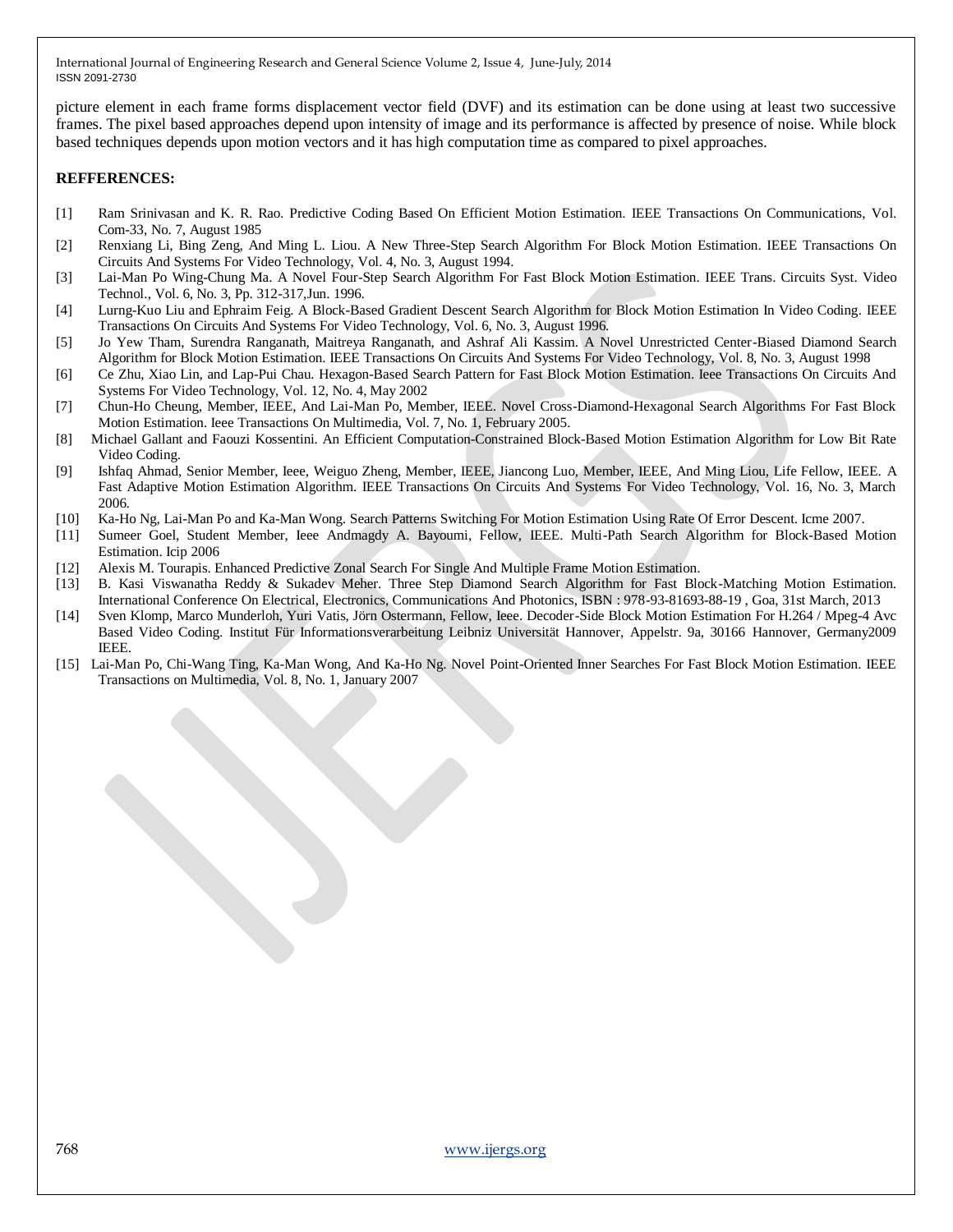picture element in each frame forms displacement vector field (DVF) and its estimation can be done using at least two successive frames. The pixel based approaches depend upon intensity of image and its performance is affected by presence of noise. While block based techniques depends upon motion vectors and it has high computation time as compared to pixel approaches.

**REFFERENCES:**

[1] Ram Srinivasan and K. R. Rao. Predictive Coding Based On Efficient Motion Estimation. IEEE Transactions On Communications, Vol. Com-33, No. 7, August 1985

[2] Renxiang Li, Bing Zeng, And Ming L. Liou. A New Three-Step Search Algorithm For Block Motion Estimation. IEEE Transactions On Circuits And Systems For Video Technology, Vol. 4, No. 3, August 1994.

[3] Lai-Man Po Wing-Chung Ma. A Novel Four-Step Search Algorithm For Fast Block Motion Estimation. IEEE Trans. Circuits Syst. Video Technol., Vol. 6, No. 3, Pp. 312-317,Jun. 1996.

[4] Lurng-Kuo Liu and Ephraim Feig. A Block-Based Gradient Descent Search Algorithm for Block Motion Estimation In Video Coding. IEEE Transactions On Circuits And Systems For Video Technology, Vol. 6, No. 3, August 1996.

[5] Jo Yew Tham, Surendra Ranganath, Maitreya Ranganath, and Ashraf Ali Kassim. A Novel Unrestricted Center-Biased Diamond Search Algorithm for Block Motion Estimation. IEEE Transactions On Circuits And Systems For Video Technology, Vol. 8, No. 3, August 1998

[6] Ce Zhu, Xiao Lin, and Lap-Pui Chau. Hexagon-Based Search Pattern for Fast Block Motion Estimation. Ieee Transactions On Circuits And Systems For Video Technology, Vol. 12, No. 4, May 2002

[7] Chun-Ho Cheung, Member, IEEE, And Lai-Man Po, Member, IEEE. Novel Cross-Diamond-Hexagonal Search Algorithms For Fast Block Motion Estimation. Ieee Transactions On Multimedia, Vol. 7, No. 1, February 2005.

[8] Michael Gallant and Faouzi Kossentini. An Efficient Computation-Constrained Block-Based Motion Estimation Algorithm for Low Bit Rate Video Coding.

[9] Ishfaq Ahmad, Senior Member, Ieee, Weiguo Zheng, Member, IEEE, Jiancong Luo, Member, IEEE, And Ming Liou, Life Fellow, IEEE. A Fast Adaptive Motion Estimation Algorithm. IEEE Transactions On Circuits And Systems For Video Technology, Vol. 16, No. 3, March 2006.

[10] Ka-Ho Ng, Lai-Man Po and Ka-Man Wong. Search Patterns Switching For Motion Estimation Using Rate Of Error Descent. Icme 2007.

[11] Sumeer Goel, Student Member, Ieee Andmagdy A. Bayoumi, Fellow, IEEE. Multi-Path Search Algorithm for Block-Based Motion Estimation. Icip 2006

[12] Alexis M. Tourapis. Enhanced Predictive Zonal Search For Single And Multiple Frame Motion Estimation.

[13] B. Kasi Viswanatha Reddy & Sukadev Meher. Three Step Diamond Search Algorithm for Fast Block-Matching Motion Estimation. International Conference On Electrical, Electronics, Communications And Photonics, ISBN : 978-93-81693-88-19 , Goa, 31st March, 2013

[14] Sven Klomp, Marco Munderloh, Yuri Vatis, Jörn Ostermann, Fellow, Ieee. Decoder-Side Block Motion Estimation For H.264 / Mpeg-4 Avc Based Video Coding. Institut Für Informationsverarbeitung Leibniz Universität Hannover, Appelstr. 9a, 30166 Hannover, Germany2009 IEEE.

[15] Lai-Man Po, Chi-Wang Ting, Ka-Man Wong, And Ka-Ho Ng. Novel Point-Oriented Inner Searches For Fast Block Motion Estimation. IEEE Transactions on Multimedia, Vol. 8, No. 1, January 2007